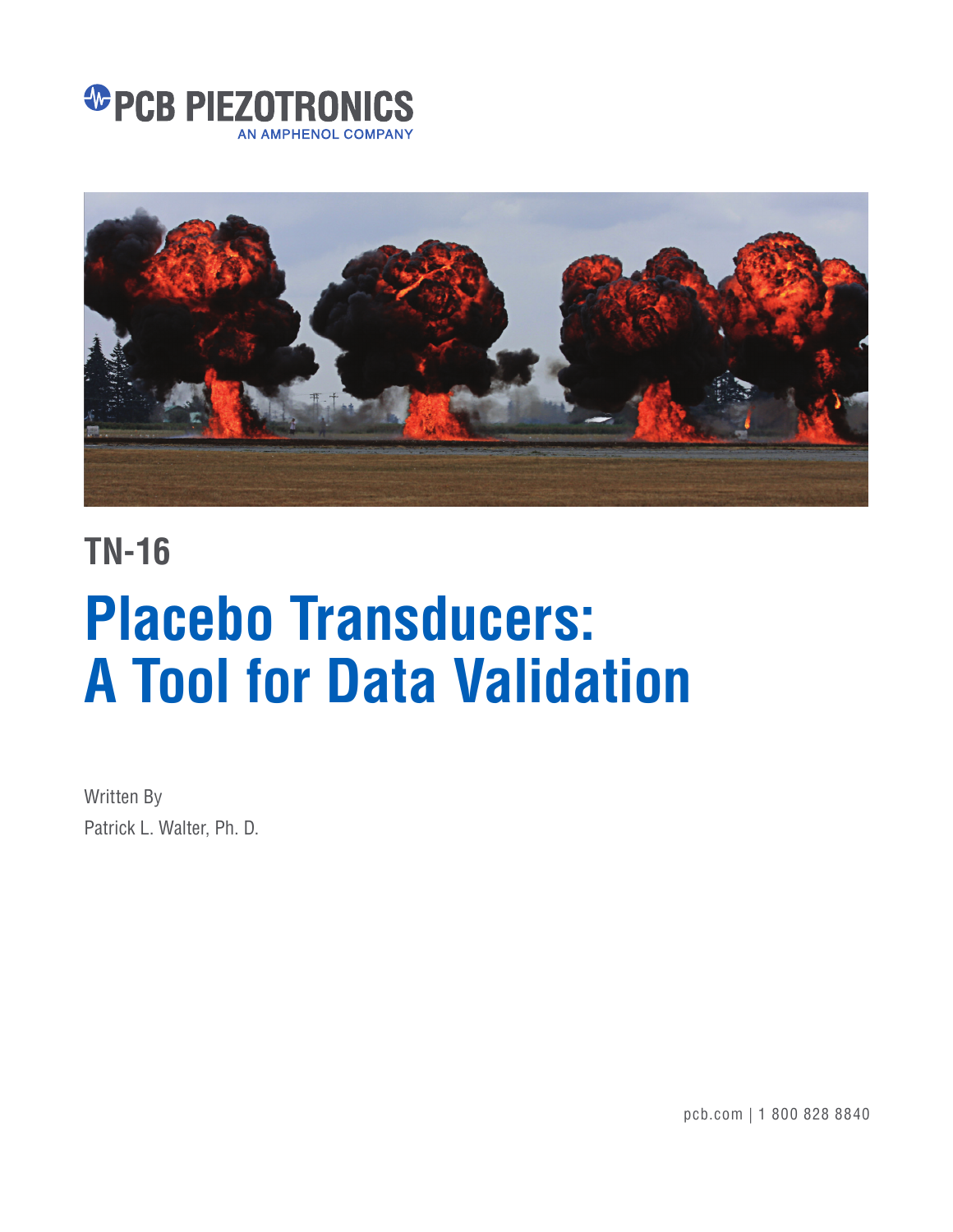PCB PIEZOTRONICS

AN AMPHENOL COMPANY

## TN-16

# Placebo Transducers: A Tool for Data Validation

Written By

Patrick L. Walter, Ph. D.

pcb.com | 1 800 828 8840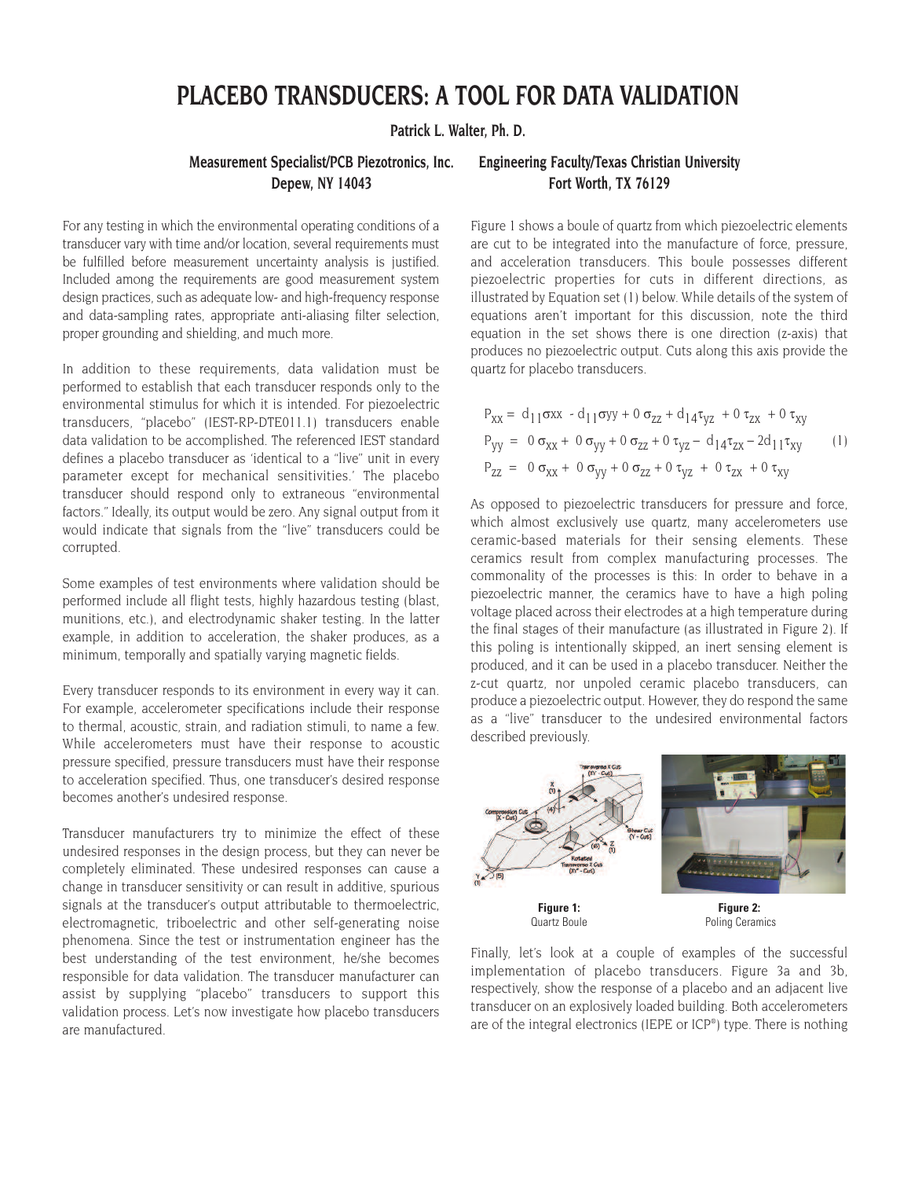# PLACEBO TRANSDUCERS: A TOOL FOR DATA VALIDATION

**Patrick L. Walter, Ph. D.**

**Measurement Specialist/PCB Piezotronics, Inc.**
**Depew, NY 14043**

**Engineering Faculty/Texas Christian University**
**Fort Worth, TX 76129**

For any testing in which the environmental operating conditions of a transducer vary with time and/or location, several requirements must be fulfilled before measurement uncertainty analysis is justified. Included among the requirements are good measurement system design practices, such as adequate low- and high-frequency response and data-sampling rates, appropriate anti-aliasing filter selection, proper grounding and shielding, and much more.

In addition to these requirements, data validation must be performed to establish that each transducer responds only to the environmental stimulus for which it is intended. For piezoelectric transducers, "placebo" (IEST-RP-DTE011.1) transducers enable data validation to be accomplished. The referenced IEST standard defines a placebo transducer as 'identical to a "live" unit in every parameter except for mechanical sensitivities.' The placebo transducer should respond only to extraneous "environmental factors." Ideally, its output would be zero. Any signal output from it would indicate that signals from the "live" transducers could be corrupted.

Some examples of test environments where validation should be performed include all flight tests, highly hazardous testing (blast, munitions, etc.), and electrodynamic shaker testing. In the latter example, in addition to acceleration, the shaker produces, as a minimum, temporally and spatially varying magnetic fields.

Every transducer responds to its environment in every way it can. For example, accelerometer specifications include their response to thermal, acoustic, strain, and radiation stimuli, to name a few. While accelerometers must have their response to acoustic pressure specified, pressure transducers must have their response to acceleration specified. Thus, one transducer's desired response becomes another's undesired response.

Transducer manufacturers try to minimize the effect of these undesired responses in the design process, but they can never be completely eliminated. These undesired responses can cause a change in transducer sensitivity or can result in additive, spurious signals at the transducer's output attributable to thermoelectric, electromagnetic, triboelectric and other self-generating noise phenomena. Since the test or instrumentation engineer has the best understanding of the test environment, he/she becomes responsible for data validation. The transducer manufacturer can assist by supplying "placebo" transducers to support this validation process. Let's now investigate how placebo transducers are manufactured.

Figure 1 shows a boule of quartz from which piezoelectric elements are cut to be integrated into the manufacture of force, pressure, and acceleration transducers. This boule possesses different piezoelectric properties for cuts in different directions, as illustrated by Equation set (1) below. While details of the system of equations aren't important for this discussion, note the third equation in the set shows there is one direction (z-axis) that produces no piezoelectric output. Cuts along this axis provide the quartz for placebo transducers.

$$
\begin{aligned}
P_{xx} &= d_{11}\sigma_{xx} - d_{11}\sigma_{yy} + 0\,\sigma_{zz} + d_{14}\tau_{yz} + 0\,\tau_{zx} + 0\,\tau_{xy} \\
P_{yy} &= 0\,\sigma_{xx} + 0\,\sigma_{yy} + 0\,\sigma_{zz} + 0\,\tau_{yz} - d_{14}\tau_{zx} - 2d_{11}\tau_{xy} \qquad (1) \\
P_{zz} &= 0\,\sigma_{xx} + 0\,\sigma_{yy} + 0\,\sigma_{zz} + 0\,\tau_{yz} + 0\,\tau_{zx} + 0\,\tau_{xy}
\end{aligned}
$$

As opposed to piezoelectric transducers for pressure and force, which almost exclusively use quartz, many accelerometers use ceramic-based materials for their sensing elements. These ceramics result from complex manufacturing processes. The commonality of the processes is this: In order to behave in a piezoelectric manner, the ceramics have to have a high poling voltage placed across their electrodes at a high temperature during the final stages of their manufacture (as illustrated in Figure 2). If this poling is intentionally skipped, an inert sensing element is produced, and it can be used in a placebo transducer. Neither the z-cut quartz, nor unpoled ceramic placebo transducers, can produce a piezoelectric output. However, they do respond the same as a "live" transducer to the undesired environmental factors described previously.

**Figure 1:** Quartz Boule

**Figure 2:** Poling Ceramics

Finally, let's look at a couple of examples of the successful implementation of placebo transducers. Figure 3a and 3b, respectively, show the response of a placebo and an adjacent live transducer on an explosively loaded building. Both accelerometers are of the integral electronics (IEPE or ICP®) type. There is nothing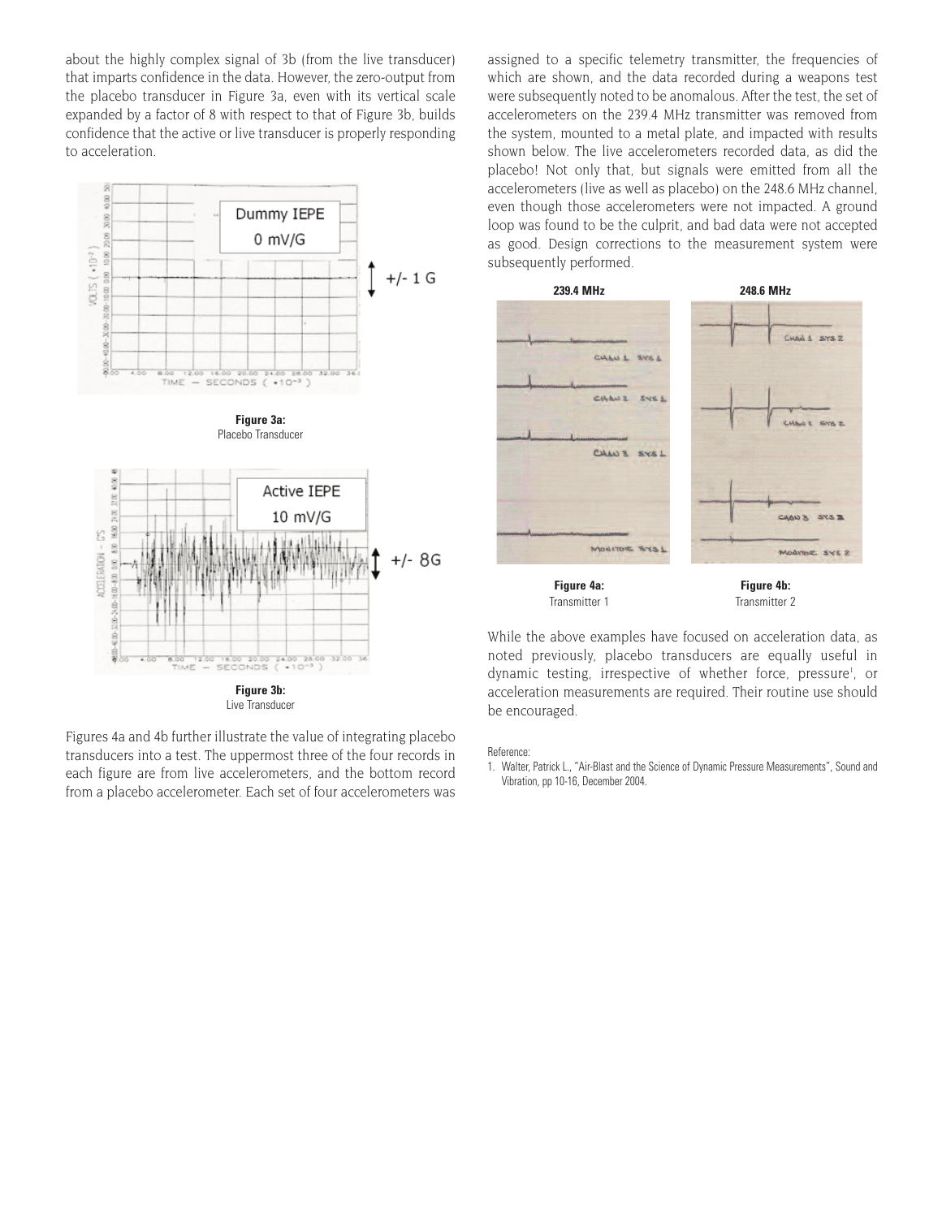about the highly complex signal of 3b (from the live transducer) that imparts confidence in the data. However, the zero-output from the placebo transducer in Figure 3a, even with its vertical scale expanded by a factor of 8 with respect to that of Figure 3b, builds confidence that the active or live transducer is properly responding to acceleration.

**Figure 3a:**
Placebo Transducer

**Figure 3b:**
Live Transducer

Figures 4a and 4b further illustrate the value of integrating placebo transducers into a test. The uppermost three of the four records in each figure are from live accelerometers, and the bottom record from a placebo accelerometer. Each set of four accelerometers was assigned to a specific telemetry transmitter, the frequencies of which are shown, and the data recorded during a weapons test were subsequently noted to be anomalous. After the test, the set of accelerometers on the 239.4 MHz transmitter was removed from the system, mounted to a metal plate, and impacted with results shown below. The live accelerometers recorded data, as did the placebo! Not only that, but signals were emitted from all the accelerometers (live as well as placebo) on the 248.6 MHz channel, even though those accelerometers were not impacted. A ground loop was found to be the culprit, and bad data were not accepted as good. Design corrections to the measurement system were subsequently performed.

**Figure 4a:**
Transmitter 1

**Figure 4b:**
Transmitter 2

While the above examples have focused on acceleration data, as noted previously, placebo transducers are equally useful in dynamic testing, irrespective of whether force, pressure[1], or acceleration measurements are required. Their routine use should be encouraged.

Reference:

1. Walter, Patrick L., "Air-Blast and the Science of Dynamic Pressure Measurements", Sound and Vibration, pp 10-16, December 2004.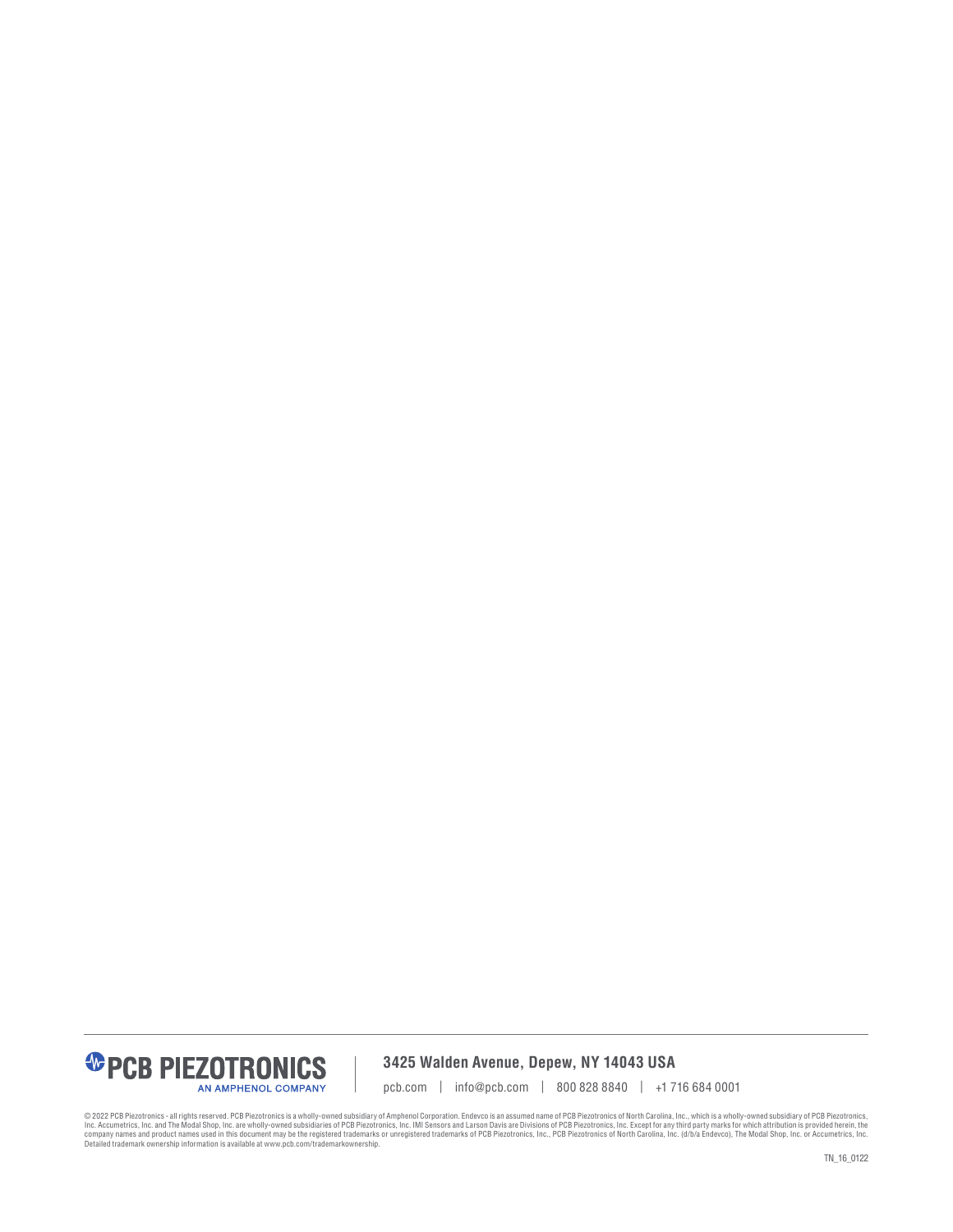PCB PIEZOTRONICS
AN AMPHENOL COMPANY

**3425 Walden Avenue, Depew, NY 14043 USA**

pcb.com | info@pcb.com | 800 828 8840 | +1 716 684 0001

© 2022 PCB Piezotronics - all rights reserved. PCB Piezotronics is a wholly-owned subsidiary of Amphenol Corporation. Endevco is an assumed name of PCB Piezotronics of North Carolina, Inc., which is a wholly-owned subsidiary of PCB Piezotronics, Inc. Accumetrics, Inc. and The Modal Shop, Inc. are wholly-owned subsidiaries of PCB Piezotronics, Inc. IMI Sensors and Larson Davis are Divisions of PCB Piezotronics, Inc. Except for any third party marks for which attribution is provided herein, the company names and product names used in this document may be the registered trademarks or unregistered trademarks of PCB Piezotronics, Inc., PCB Piezotronics of North Carolina, Inc. (d/b/a Endevco), The Modal Shop, Inc. or Accumetrics, Inc. Detailed trademark ownership information is available at www.pcb.com/trademarkownership.

TN_16_0122